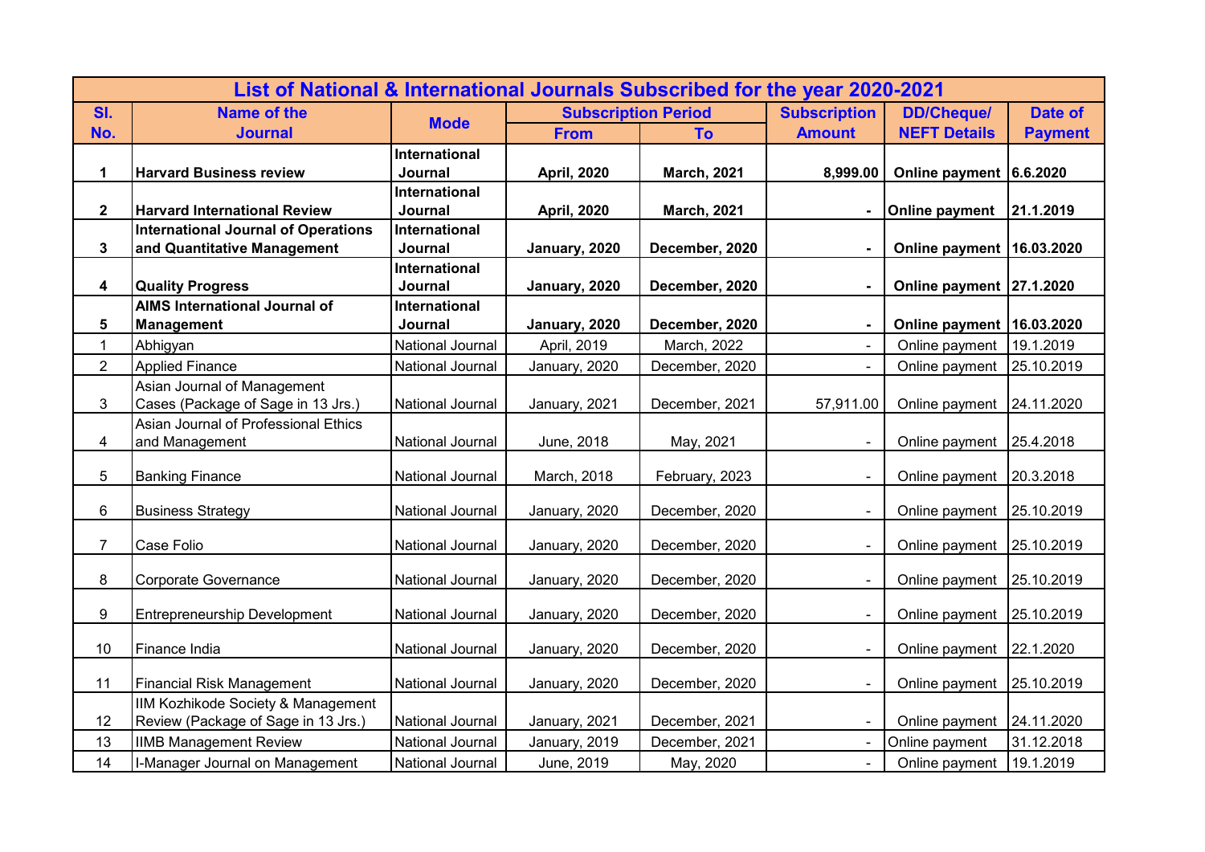| List of National & International Journals Subscribed for the year 2020-2021 | | | | | | | |
|---|---|---|---|---|---|---|---|
| **Sl. No.** | **Name of the Journal** | **Mode** | **Subscription Period** | | **Subscription Amount** | **DD/Cheque/ NEFT Details** | **Date of Payment** |
| | | | **From** | **To** | | | |
| **1** | **Harvard Business review** | **International Journal** | **April, 2020** | **March, 2021** | **8,999.00** | **Online payment** | **6.6.2020** |
| **2** | **Harvard International Review** | **International Journal** | **April, 2020** | **March, 2021** | **-** | **Online payment** | **21.1.2019** |
| **3** | **International Journal of Operations and Quantitative Management** | **International Journal** | **January, 2020** | **December, 2020** | **-** | **Online payment** | **16.03.2020** |
| **4** | **Quality Progress** | **International Journal** | **January, 2020** | **December, 2020** | **-** | **Online payment** | **27.1.2020** |
| **5** | **AIMS International Journal of Management** | **International Journal** | **January, 2020** | **December, 2020** | **-** | **Online payment** | **16.03.2020** |
| 1 | Abhigyan | National Journal | April, 2019 | March, 2022 | - | Online payment | 19.1.2019 |
| 2 | Applied Finance | National Journal | January, 2020 | December, 2020 | - | Online payment | 25.10.2019 |
| 3 | Asian Journal of Management Cases (Package of Sage in 13 Jrs.) | National Journal | January, 2021 | December, 2021 | 57,911.00 | Online payment | 24.11.2020 |
| 4 | Asian Journal of Professional Ethics and Management | National Journal | June, 2018 | May, 2021 | - | Online payment | 25.4.2018 |
| 5 | Banking Finance | National Journal | March, 2018 | February, 2023 | - | Online payment | 20.3.2018 |
| 6 | Business Strategy | National Journal | January, 2020 | December, 2020 | - | Online payment | 25.10.2019 |
| 7 | Case Folio | National Journal | January, 2020 | December, 2020 | - | Online payment | 25.10.2019 |
| 8 | Corporate Governance | National Journal | January, 2020 | December, 2020 | - | Online payment | 25.10.2019 |
| 9 | Entrepreneurship Development | National Journal | January, 2020 | December, 2020 | - | Online payment | 25.10.2019 |
| 10 | Finance India | National Journal | January, 2020 | December, 2020 | - | Online payment | 22.1.2020 |
| 11 | Financial Risk Management | National Journal | January, 2020 | December, 2020 | - | Online payment | 25.10.2019 |
| 12 | IIM Kozhikode Society & Management Review (Package of Sage in 13 Jrs.) | National Journal | January, 2021 | December, 2021 | - | Online payment | 24.11.2020 |
| 13 | IIMB Management Review | National Journal | January, 2019 | December, 2021 | - | Online payment | 31.12.2018 |
| 14 | I-Manager Journal on Management | National Journal | June, 2019 | May, 2020 | - | Online payment | 19.1.2019 |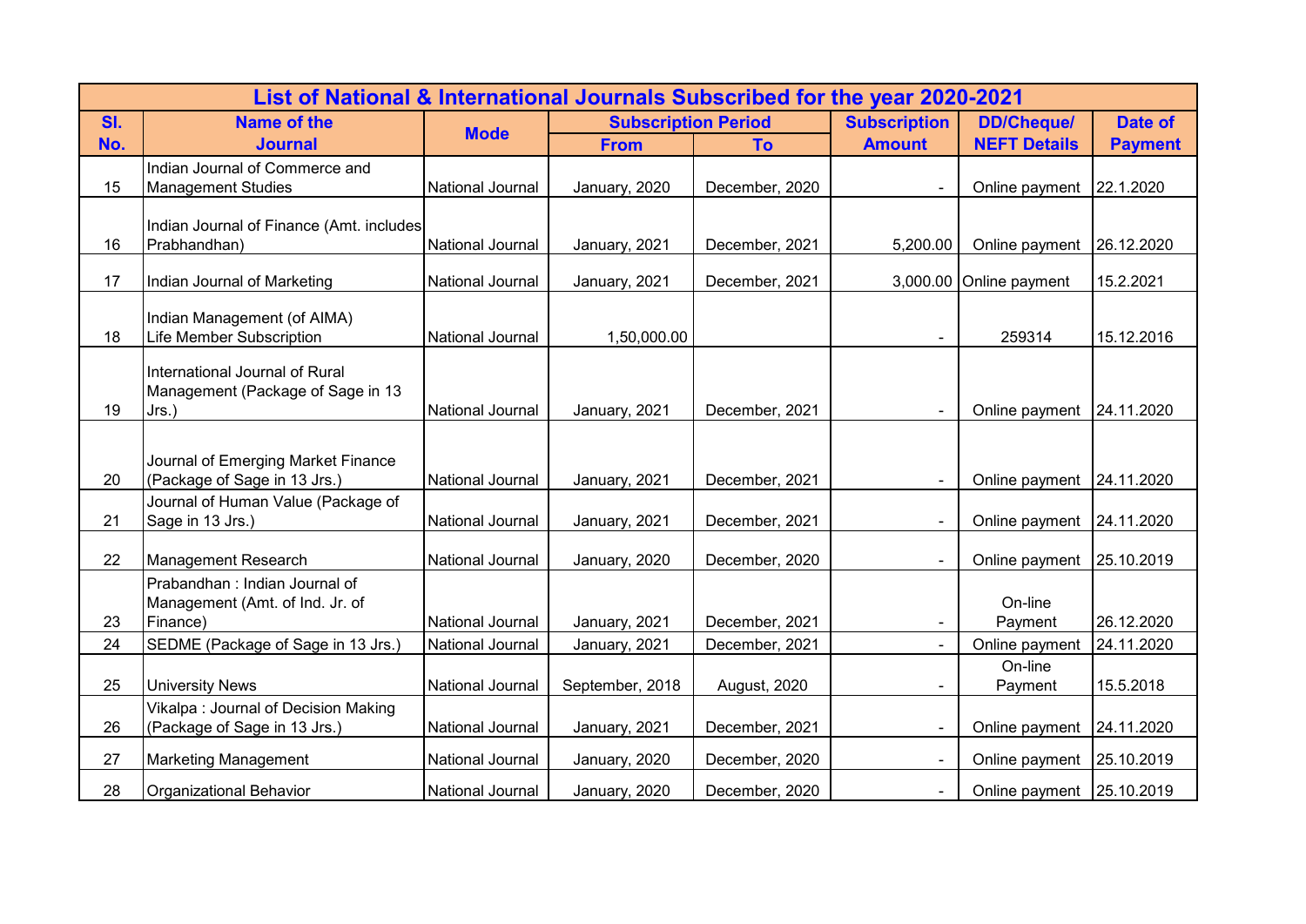| List of National & International Journals Subscribed for the year 2020-2021 | | | | | | | |
|---|---|---|---|---|---|---|---|
| Sl. No. | Name of the Journal | Mode | Subscription Period | | Subscription Amount | DD/Cheque/ NEFT Details | Date of Payment |
| | | | From | To | | | |
| 15 | Indian Journal of Commerce and Management Studies | National Journal | January, 2020 | December, 2020 | - | Online payment | 22.1.2020 |
| 16 | Indian Journal of Finance (Amt. includes Prabhandhan) | National Journal | January, 2021 | December, 2021 | 5,200.00 | Online payment | 26.12.2020 |
| 17 | Indian Journal of Marketing | National Journal | January, 2021 | December, 2021 | 3,000.00 | Online payment | 15.2.2021 |
| 18 | Indian Management (of AIMA) Life Member Subscription | National Journal | 1,50,000.00 | | - | 259314 | 15.12.2016 |
| 19 | International Journal of Rural Management (Package of Sage in 13 Jrs.) | National Journal | January, 2021 | December, 2021 | - | Online payment | 24.11.2020 |
| 20 | Journal of Emerging Market Finance (Package of Sage in 13 Jrs.) | National Journal | January, 2021 | December, 2021 | - | Online payment | 24.11.2020 |
| 21 | Journal of Human Value (Package of Sage in 13 Jrs.) | National Journal | January, 2021 | December, 2021 | - | Online payment | 24.11.2020 |
| 22 | Management Research | National Journal | January, 2020 | December, 2020 | - | Online payment | 25.10.2019 |
| 23 | Prabandhan : Indian Journal of Management (Amt. of Ind. Jr. of Finance) | National Journal | January, 2021 | December, 2021 | - | On-line Payment | 26.12.2020 |
| 24 | SEDME (Package of Sage in 13 Jrs.) | National Journal | January, 2021 | December, 2021 | - | Online payment | 24.11.2020 |
| 25 | University News | National Journal | September, 2018 | August, 2020 | - | On-line Payment | 15.5.2018 |
| 26 | Vikalpa : Journal of Decision Making (Package of Sage in 13 Jrs.) | National Journal | January, 2021 | December, 2021 | - | Online payment | 24.11.2020 |
| 27 | Marketing Management | National Journal | January, 2020 | December, 2020 | - | Online payment | 25.10.2019 |
| 28 | Organizational Behavior | National Journal | January, 2020 | December, 2020 | - | Online payment | 25.10.2019 |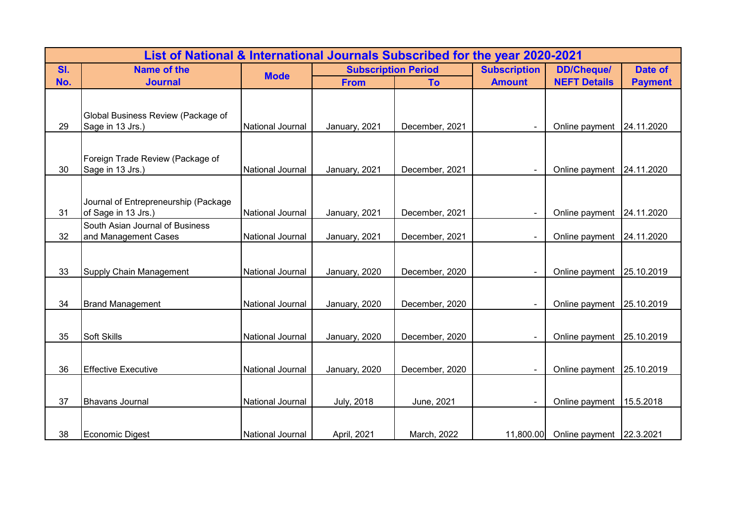| List of National & International Journals Subscribed for the year 2020-2021 | | | | | | | |
|---|---|---|---|---|---|---|---|
| Sl. No. | Name of the Journal | Mode | Subscription Period | | Subscription Amount | DD/Cheque/ NEFT Details | Date of Payment |
| | | | From | To | | | |
| 29 | Global Business Review (Package of Sage in 13 Jrs.) | National Journal | January, 2021 | December, 2021 | - | Online payment | 24.11.2020 |
| 30 | Foreign Trade Review (Package of Sage in 13 Jrs.) | National Journal | January, 2021 | December, 2021 | - | Online payment | 24.11.2020 |
| 31 | Journal of Entrepreneurship (Package of Sage in 13 Jrs.) | National Journal | January, 2021 | December, 2021 | - | Online payment | 24.11.2020 |
| 32 | South Asian Journal of Business and Management Cases | National Journal | January, 2021 | December, 2021 | - | Online payment | 24.11.2020 |
| 33 | Supply Chain Management | National Journal | January, 2020 | December, 2020 | - | Online payment | 25.10.2019 |
| 34 | Brand Management | National Journal | January, 2020 | December, 2020 | - | Online payment | 25.10.2019 |
| 35 | Soft Skills | National Journal | January, 2020 | December, 2020 | - | Online payment | 25.10.2019 |
| 36 | Effective Executive | National Journal | January, 2020 | December, 2020 | - | Online payment | 25.10.2019 |
| 37 | Bhavans Journal | National Journal | July, 2018 | June, 2021 | - | Online payment | 15.5.2018 |
| 38 | Economic Digest | National Journal | April, 2021 | March, 2022 | 11,800.00 | Online payment | 22.3.2021 |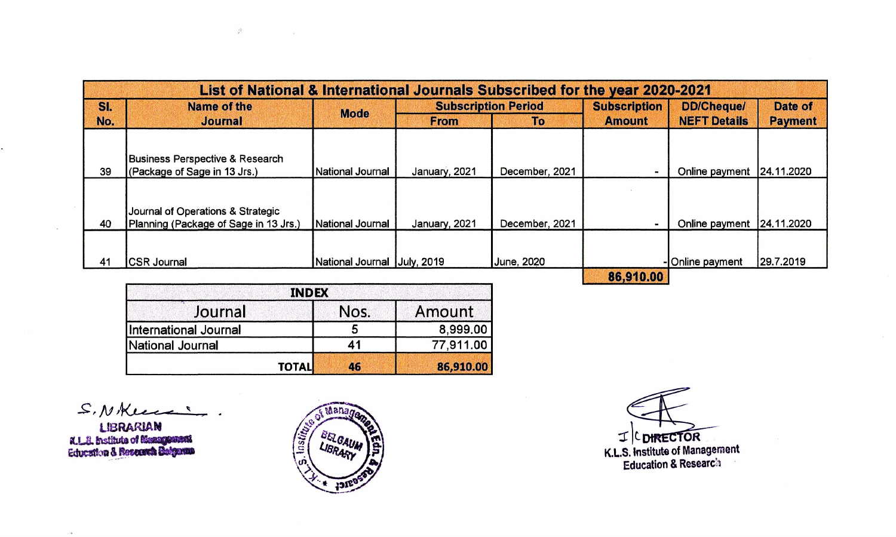| List of National & International Journals Subscribed for the year 2020-2021 | | | | | | | |
|---|---|---|---|---|---|---|---|
| Sl. No. | Name of the Journal | Mode | Subscription Period | | Subscription Amount | DD/Cheque/ NEFT Details | Date of Payment |
| | | | From | To | | | |
| 39 | Business Perspective & Research (Package of Sage in 13 Jrs.) | National Journal | January, 2021 | December, 2021 | - | Online payment | 24.11.2020 |
| 40 | Journal of Operations & Strategic Planning (Package of Sage in 13 Jrs.) | National Journal | January, 2021 | December, 2021 | - | Online payment | 24.11.2020 |
| 41 | CSR Journal | National Journal | July, 2019 | June, 2020 | - | Online payment | 29.7.2019 |
| | | | | | **86,910.00** | | |

| INDEX | | |
|---|---|---|
| Journal | Nos. | Amount |
| International Journal | 5 | 8,999.00 |
| National Journal | 41 | 77,911.00 |
| **TOTAL** | **46** | **86,910.00** |

S. N. Kee...

LIBRARIAN
K.L.S. Institute of Management
Education & Research Belgaum

K.L.S. Institute of Management Edn. & Research
BELGAUM LIBRARY

I/C DIRECTOR
K.L.S. Institute of Management
Education & Research